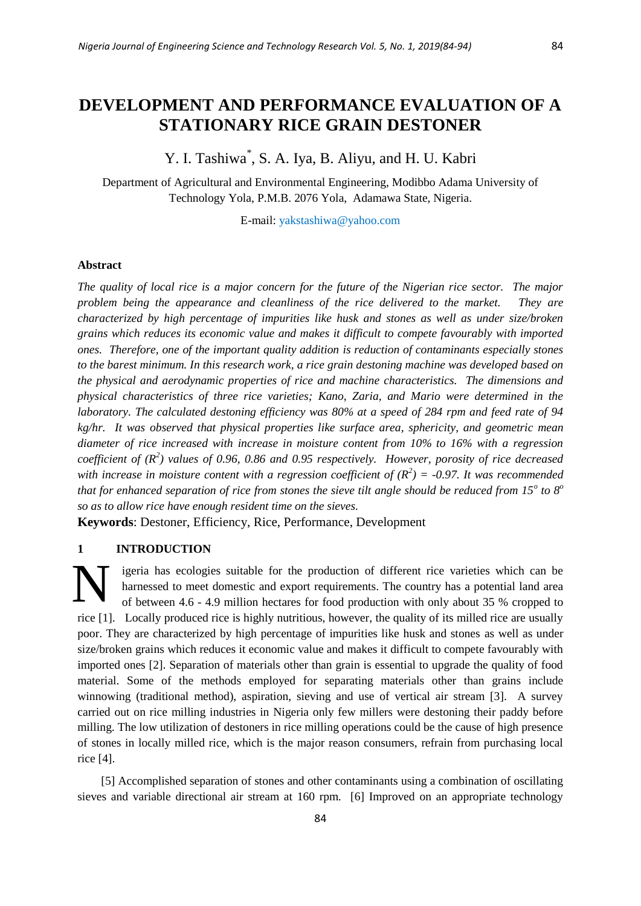# DEVELOPMENT AND PERFORMANCE EVALUATION OF A STATIONARY RICE GRAIN DESTONER

Y. I. Tashiwa*, S. A. Iya, B. Aliyu, and H. U. Kabri

Department of Agricultural and Environmental Engineering, Modibbo Adama University of Technology Yola, P.M.B. 2076 Yola, Adamawa State, Nigeria.

E-mail: yakstashiwa@yahoo.com

### Abstract

*The quality of local rice is a major concern for the future of the Nigerian rice sector. The major problem being the appearance and cleanliness of the rice delivered to the market. They are characterized by high percentage of impurities like husk and stones as well as under size/broken grains which reduces its economic value and makes it difficult to compete favourably with imported ones. Therefore, one of the important quality addition is reduction of contaminants especially stones to the barest minimum. In this research work, a rice grain destoning machine was developed based on the physical and aerodynamic properties of rice and machine characteristics. The dimensions and physical characteristics of three rice varieties; Kano, Zaria, and Mario were determined in the laboratory. The calculated destoning efficiency was 80% at a speed of 284 rpm and feed rate of 94 kg/hr. It was observed that physical properties like surface area, sphericity, and geometric mean diameter of rice increased with increase in moisture content from 10% to 16% with a regression coefficient of ($R^2$) values of 0.96, 0.86 and 0.95 respectively. However, porosity of rice decreased with increase in moisture content with a regression coefficient of ($R^2$) = -0.97. It was recommended that for enhanced separation of rice from stones the sieve tilt angle should be reduced from $15^o$ to $8^o$ so as to allow rice have enough resident time on the sieves.*

**Keywords**: Destoner, Efficiency, Rice, Performance, Development

## 1 INTRODUCTION

Nigeria has ecologies suitable for the production of different rice varieties which can be harnessed to meet domestic and export requirements. The country has a potential land area of between 4.6 - 4.9 million hectares for food production with only about 35 % cropped to rice [1]. Locally produced rice is highly nutritious, however, the quality of its milled rice are usually poor. They are characterized by high percentage of impurities like husk and stones as well as under size/broken grains which reduces it economic value and makes it difficult to compete favourably with imported ones [2]. Separation of materials other than grain is essential to upgrade the quality of food material. Some of the methods employed for separating materials other than grains include winnowing (traditional method), aspiration, sieving and use of vertical air stream [3]. A survey carried out on rice milling industries in Nigeria only few millers were destoning their paddy before milling. The low utilization of destoners in rice milling operations could be the cause of high presence of stones in locally milled rice, which is the major reason consumers, refrain from purchasing local rice [4].

[5] Accomplished separation of stones and other contaminants using a combination of oscillating sieves and variable directional air stream at 160 rpm. [6] Improved on an appropriate technology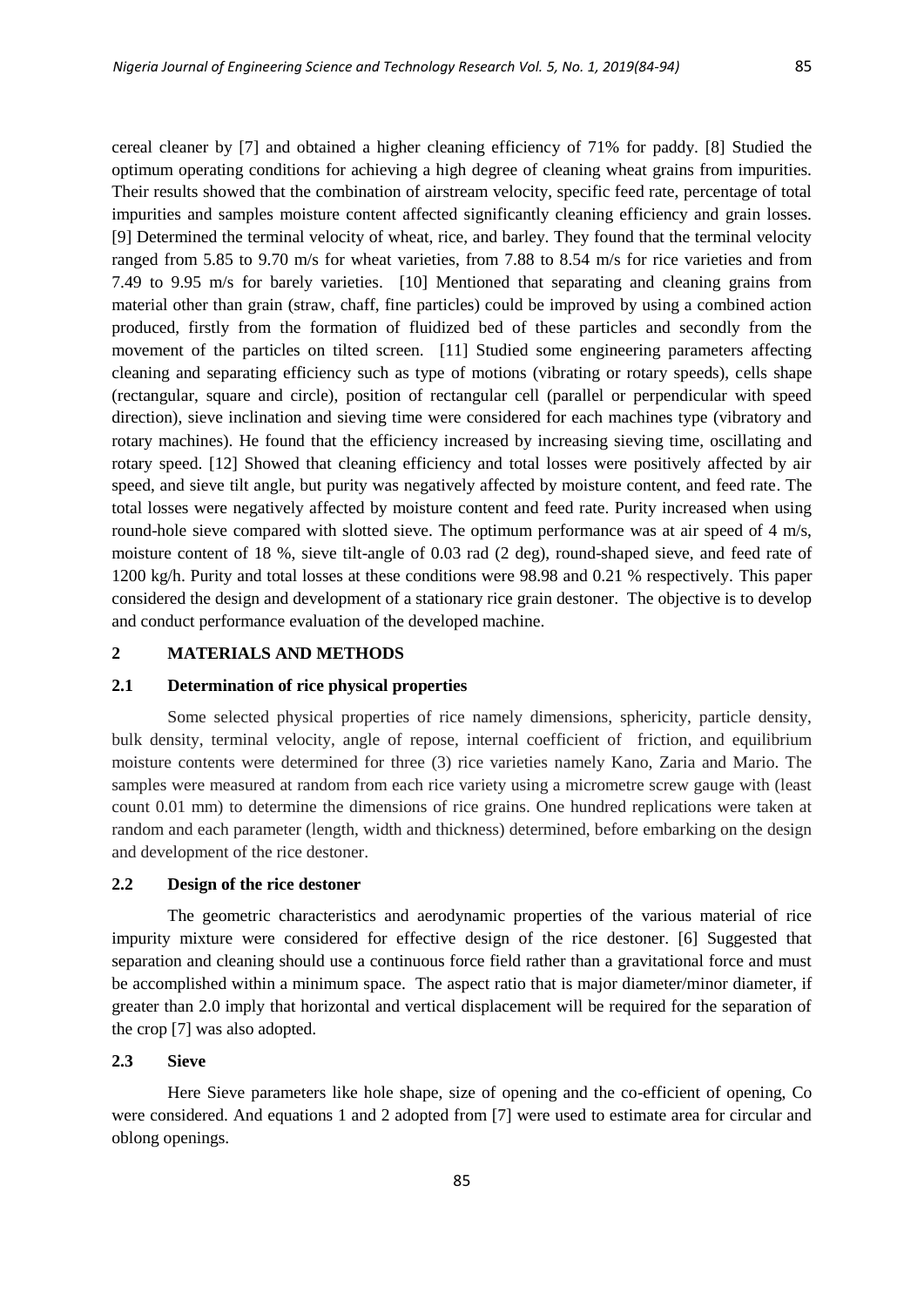cereal cleaner by [7] and obtained a higher cleaning efficiency of 71% for paddy. [8] Studied the optimum operating conditions for achieving a high degree of cleaning wheat grains from impurities. Their results showed that the combination of airstream velocity, specific feed rate, percentage of total impurities and samples moisture content affected significantly cleaning efficiency and grain losses. [9] Determined the terminal velocity of wheat, rice, and barley. They found that the terminal velocity ranged from 5.85 to 9.70 m/s for wheat varieties, from 7.88 to 8.54 m/s for rice varieties and from 7.49 to 9.95 m/s for barely varieties. [10] Mentioned that separating and cleaning grains from material other than grain (straw, chaff, fine particles) could be improved by using a combined action produced, firstly from the formation of fluidized bed of these particles and secondly from the movement of the particles on tilted screen. [11] Studied some engineering parameters affecting cleaning and separating efficiency such as type of motions (vibrating or rotary speeds), cells shape (rectangular, square and circle), position of rectangular cell (parallel or perpendicular with speed direction), sieve inclination and sieving time were considered for each machines type (vibratory and rotary machines). He found that the efficiency increased by increasing sieving time, oscillating and rotary speed. [12] Showed that cleaning efficiency and total losses were positively affected by air speed, and sieve tilt angle, but purity was negatively affected by moisture content, and feed rate. The total losses were negatively affected by moisture content and feed rate. Purity increased when using round-hole sieve compared with slotted sieve. The optimum performance was at air speed of 4 m/s, moisture content of 18 %, sieve tilt-angle of 0.03 rad (2 deg), round-shaped sieve, and feed rate of 1200 kg/h. Purity and total losses at these conditions were 98.98 and 0.21 % respectively. This paper considered the design and development of a stationary rice grain destoner. The objective is to develop and conduct performance evaluation of the developed machine.

## 2 MATERIALS AND METHODS

### 2.1 Determination of rice physical properties

Some selected physical properties of rice namely dimensions, sphericity, particle density, bulk density, terminal velocity, angle of repose, internal coefficient of friction, and equilibrium moisture contents were determined for three (3) rice varieties namely Kano, Zaria and Mario. The samples were measured at random from each rice variety using a micrometre screw gauge with (least count 0.01 mm) to determine the dimensions of rice grains. One hundred replications were taken at random and each parameter (length, width and thickness) determined, before embarking on the design and development of the rice destoner.

### 2.2 Design of the rice destoner

The geometric characteristics and aerodynamic properties of the various material of rice impurity mixture were considered for effective design of the rice destoner. [6] Suggested that separation and cleaning should use a continuous force field rather than a gravitational force and must be accomplished within a minimum space. The aspect ratio that is major diameter/minor diameter, if greater than 2.0 imply that horizontal and vertical displacement will be required for the separation of the crop [7] was also adopted.

### 2.3 Sieve

Here Sieve parameters like hole shape, size of opening and the co-efficient of opening, Co were considered. And equations 1 and 2 adopted from [7] were used to estimate area for circular and oblong openings.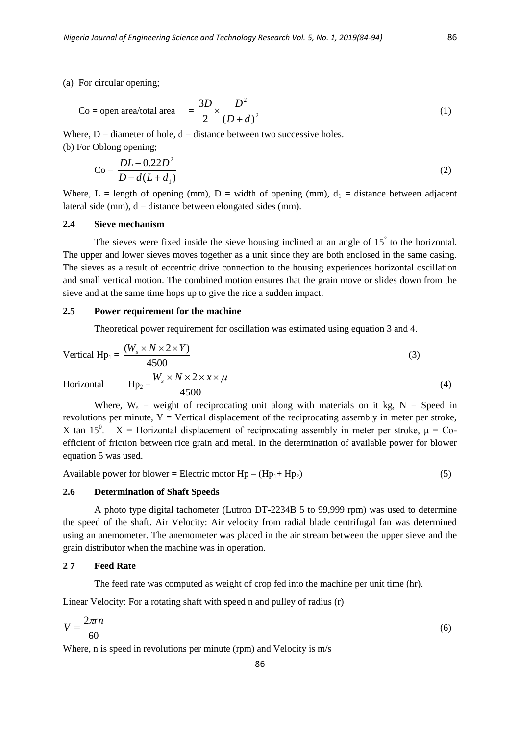(a) For circular opening;

$$\text{Co = open area/total area} \quad = \frac{3D}{2} \times \frac{D^2}{(D+d)^2} \tag{1}$$

Where, D = diameter of hole, d = distance between two successive holes.

(b) For Oblong opening;

$$\text{Co} = \frac{DL - 0.22D^2}{D - d(L + d_1)} \tag{2}$$

Where, L = length of opening (mm), D = width of opening (mm), $d_1$ = distance between adjacent lateral side (mm), d = distance between elongated sides (mm).

## 2.4 Sieve mechanism

The sieves were fixed inside the sieve housing inclined at an angle of 15° to the horizontal. The upper and lower sieves moves together as a unit since they are both enclosed in the same casing. The sieves as a result of eccentric drive connection to the housing experiences horizontal oscillation and small vertical motion. The combined motion ensures that the grain move or slides down from the sieve and at the same time hops up to give the rice a sudden impact.

## 2.5 Power requirement for the machine

Theoretical power requirement for oscillation was estimated using equation 3 and 4.

$$\text{Vertical } Hp_1 = \frac{(W_s \times N \times 2 \times Y)}{4500} \tag{3}$$

$$\text{Horizontal} \quad Hp_2 = \frac{W_s \times N \times 2 \times x \times \mu}{4500} \tag{4}$$

Where, $W_s$ = weight of reciprocating unit along with materials on it kg, N = Speed in revolutions per minute, Y = Vertical displacement of the reciprocating assembly in meter per stroke, X tan $15^0$. X = Horizontal displacement of reciprocating assembly in meter per stroke, $\mu$ = Co-efficient of friction between rice grain and metal. In the determination of available power for blower equation 5 was used.

$$\text{Available power for blower} = \text{Electric motor Hp} - (Hp_1 + Hp_2) \tag{5}$$

## 2.6 Determination of Shaft Speeds

A photo type digital tachometer (Lutron DT-2234B 5 to 99,999 rpm) was used to determine the speed of the shaft. Air Velocity: Air velocity from radial blade centrifugal fan was determined using an anemometer. The anemometer was placed in the air stream between the upper sieve and the grain distributor when the machine was in operation.

## 2 7 Feed Rate

The feed rate was computed as weight of crop fed into the machine per unit time (hr).

Linear Velocity: For a rotating shaft with speed n and pulley of radius (r)

$$V = \frac{2\pi rn}{60} \tag{6}$$

Where, n is speed in revolutions per minute (rpm) and Velocity is m/s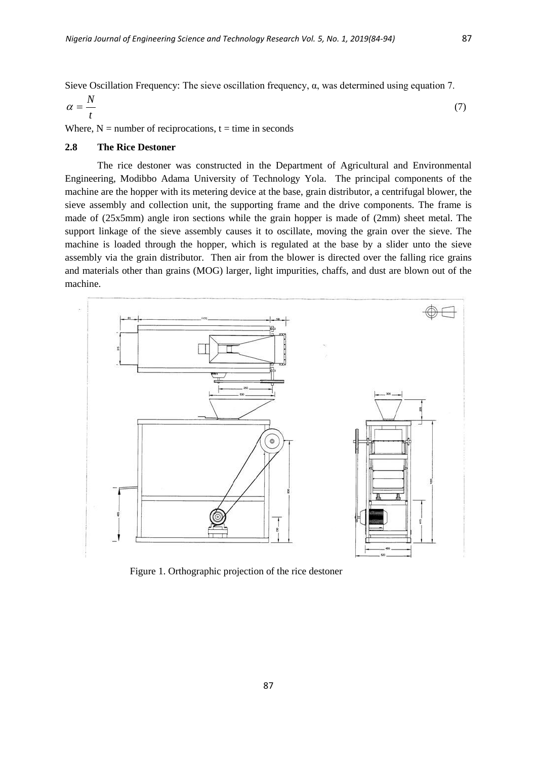Sieve Oscillation Frequency: The sieve oscillation frequency, α, was determined using equation 7.

$$\alpha = \frac{N}{t} \tag{7}$$

Where, N = number of reciprocations, t = time in seconds

## 2.8 The Rice Destoner

The rice destoner was constructed in the Department of Agricultural and Environmental Engineering, Modibbo Adama University of Technology Yola. The principal components of the machine are the hopper with its metering device at the base, grain distributor, a centrifugal blower, the sieve assembly and collection unit, the supporting frame and the drive components. The frame is made of (25x5mm) angle iron sections while the grain hopper is made of (2mm) sheet metal. The support linkage of the sieve assembly causes it to oscillate, moving the grain over the sieve. The machine is loaded through the hopper, which is regulated at the base by a slider unto the sieve assembly via the grain distributor. Then air from the blower is directed over the falling rice grains and materials other than grains (MOG) larger, light impurities, chaffs, and dust are blown out of the machine.

Figure 1. Orthographic projection of the rice destoner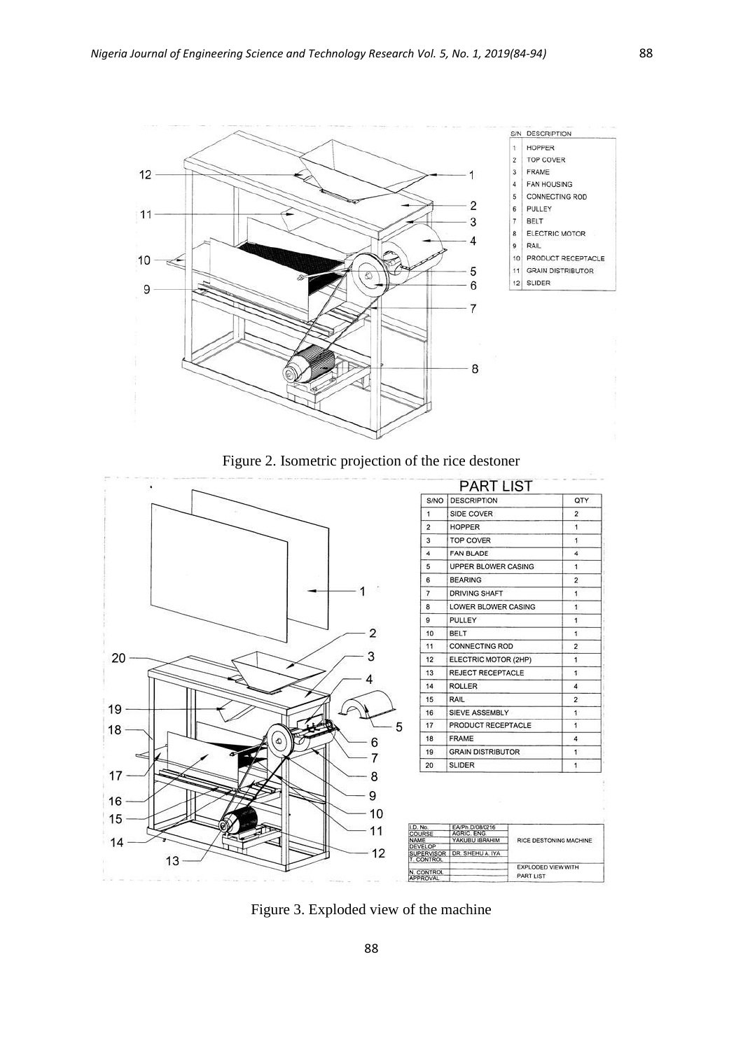Figure 2. Isometric projection of the rice destoner

Figure 3. Exploded view of the machine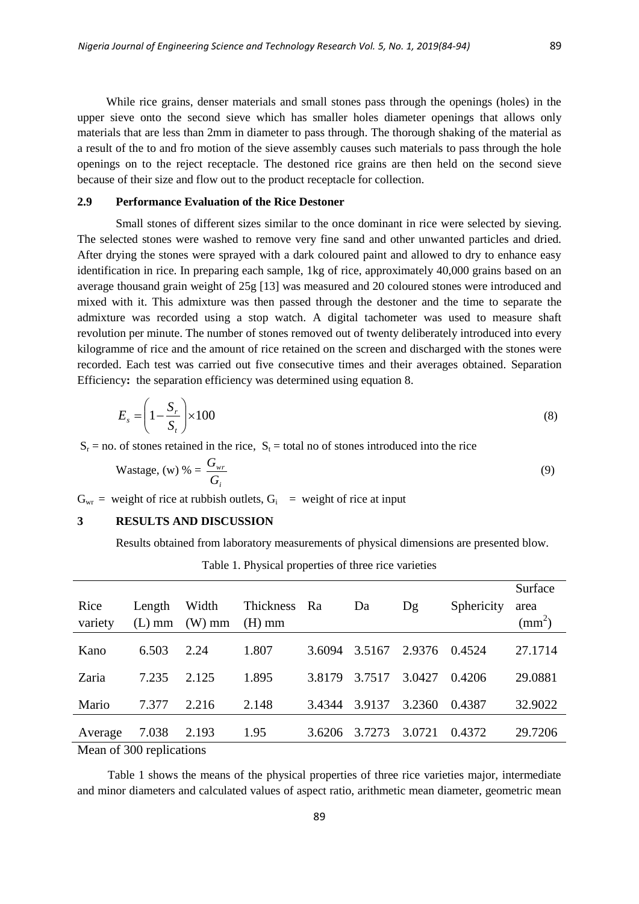While rice grains, denser materials and small stones pass through the openings (holes) in the upper sieve onto the second sieve which has smaller holes diameter openings that allows only materials that are less than 2mm in diameter to pass through. The thorough shaking of the material as a result of the to and fro motion of the sieve assembly causes such materials to pass through the hole openings on to the reject receptacle. The destoned rice grains are then held on the second sieve because of their size and flow out to the product receptacle for collection.

## 2.9 Performance Evaluation of the Rice Destoner

Small stones of different sizes similar to the once dominant in rice were selected by sieving. The selected stones were washed to remove very fine sand and other unwanted particles and dried. After drying the stones were sprayed with a dark coloured paint and allowed to dry to enhance easy identification in rice. In preparing each sample, 1kg of rice, approximately 40,000 grains based on an average thousand grain weight of 25g [13] was measured and 20 coloured stones were introduced and mixed with it. This admixture was then passed through the destoner and the time to separate the admixture was recorded using a stop watch. A digital tachometer was used to measure shaft revolution per minute. The number of stones removed out of twenty deliberately introduced into every kilogramme of rice and the amount of rice retained on the screen and discharged with the stones were recorded. Each test was carried out five consecutive times and their averages obtained. Separation Efficiency**:** the separation efficiency was determined using equation 8.

$$E_s = \left(1 - \frac{S_r}{S_t}\right) \times 100 \tag{8}$$

$S_r$ = no. of stones retained in the rice, $S_t$ = total no of stones introduced into the rice

$$\text{Wastage, (w) \%} = \frac{G_{wr}}{G_i} \tag{9}$$

$G_{wr}$ = weight of rice at rubbish outlets, $G_i$ = weight of rice at input

# 3 RESULTS AND DISCUSSION

Results obtained from laboratory measurements of physical dimensions are presented blow.

Table 1. Physical properties of three rice varieties

| Rice variety | Length (L) mm | Width (W) mm | Thickness (H) mm | Ra | Da | Dg | Sphericity | Surface area ($mm^2$) |
|---|---|---|---|---|---|---|---|---|
| Kano | 6.503 | 2.24 | 1.807 | 3.6094 | 3.5167 | 2.9376 | 0.4524 | 27.1714 |
| Zaria | 7.235 | 2.125 | 1.895 | 3.8179 | 3.7517 | 3.0427 | 0.4206 | 29.0881 |
| Mario | 7.377 | 2.216 | 2.148 | 3.4344 | 3.9137 | 3.2360 | 0.4387 | 32.9022 |
| Average | 7.038 | 2.193 | 1.95 | 3.6206 | 3.7273 | 3.0721 | 0.4372 | 29.7206 |

Mean of 300 replications

Table 1 shows the means of the physical properties of three rice varieties major, intermediate and minor diameters and calculated values of aspect ratio, arithmetic mean diameter, geometric mean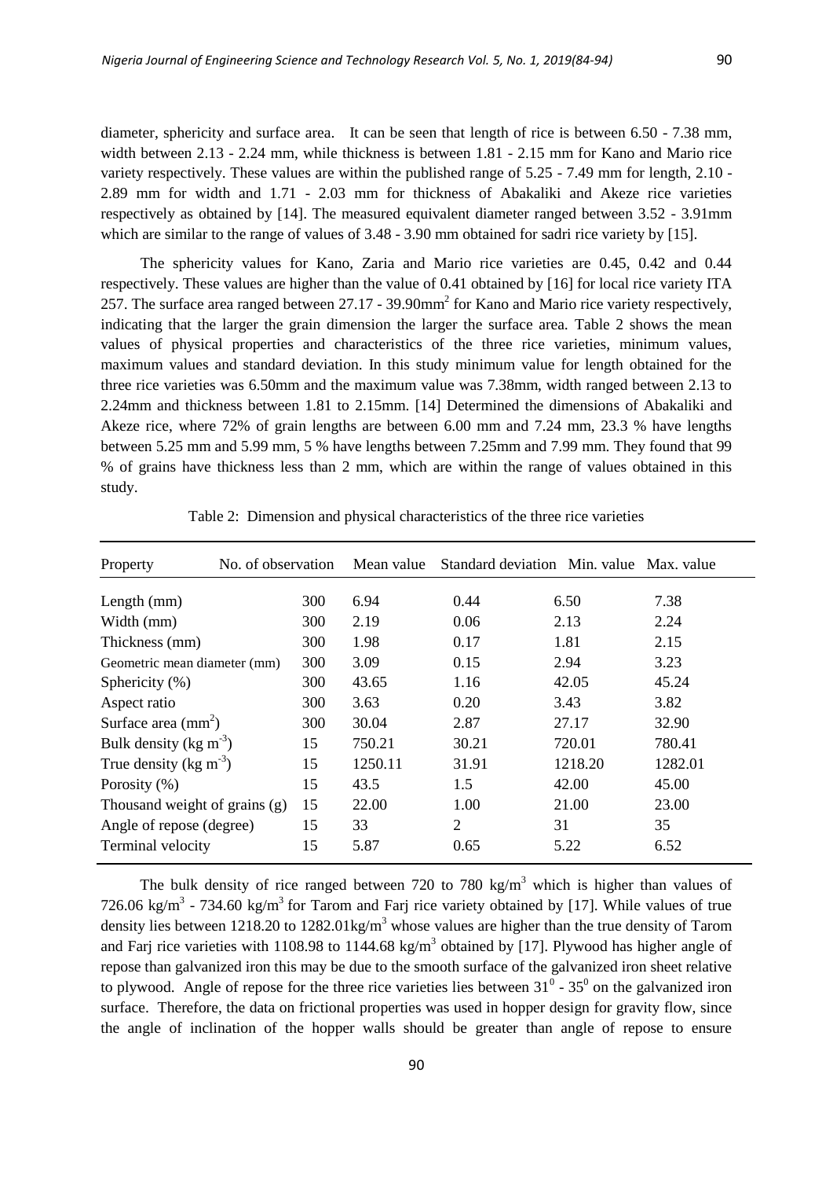diameter, sphericity and surface area. It can be seen that length of rice is between 6.50 - 7.38 mm, width between 2.13 - 2.24 mm, while thickness is between 1.81 - 2.15 mm for Kano and Mario rice variety respectively. These values are within the published range of 5.25 - 7.49 mm for length, 2.10 - 2.89 mm for width and 1.71 - 2.03 mm for thickness of Abakaliki and Akeze rice varieties respectively as obtained by [14]. The measured equivalent diameter ranged between 3.52 - 3.91mm which are similar to the range of values of 3.48 - 3.90 mm obtained for sadri rice variety by [15].

The sphericity values for Kano, Zaria and Mario rice varieties are 0.45, 0.42 and 0.44 respectively. These values are higher than the value of 0.41 obtained by [16] for local rice variety ITA 257. The surface area ranged between 27.17 - 39.90mm$^2$ for Kano and Mario rice variety respectively, indicating that the larger the grain dimension the larger the surface area. Table 2 shows the mean values of physical properties and characteristics of the three rice varieties, minimum values, maximum values and standard deviation. In this study minimum value for length obtained for the three rice varieties was 6.50mm and the maximum value was 7.38mm, width ranged between 2.13 to 2.24mm and thickness between 1.81 to 2.15mm. [14] Determined the dimensions of Abakaliki and Akeze rice, where 72% of grain lengths are between 6.00 mm and 7.24 mm, 23.3 % have lengths between 5.25 mm and 5.99 mm, 5 % have lengths between 7.25mm and 7.99 mm. They found that 99 % of grains have thickness less than 2 mm, which are within the range of values obtained in this study.

Table 2: Dimension and physical characteristics of the three rice varieties

| Property | No. of observation | Mean value | Standard deviation | Min. value | Max. value |
|---|---|---|---|---|---|
| Length (mm) | 300 | 6.94 | 0.44 | 6.50 | 7.38 |
| Width (mm) | 300 | 2.19 | 0.06 | 2.13 | 2.24 |
| Thickness (mm) | 300 | 1.98 | 0.17 | 1.81 | 2.15 |
| Geometric mean diameter (mm) | 300 | 3.09 | 0.15 | 2.94 | 3.23 |
| Sphericity (%) | 300 | 43.65 | 1.16 | 42.05 | 45.24 |
| Aspect ratio | 300 | 3.63 | 0.20 | 3.43 | 3.82 |
| Surface area (mm$^2$) | 300 | 30.04 | 2.87 | 27.17 | 32.90 |
| Bulk density (kg m$^{-3}$) | 15 | 750.21 | 30.21 | 720.01 | 780.41 |
| True density (kg m$^{-3}$) | 15 | 1250.11 | 31.91 | 1218.20 | 1282.01 |
| Porosity (%) | 15 | 43.5 | 1.5 | 42.00 | 45.00 |
| Thousand weight of grains (g) | 15 | 22.00 | 1.00 | 21.00 | 23.00 |
| Angle of repose (degree) | 15 | 33 | 2 | 31 | 35 |
| Terminal velocity | 15 | 5.87 | 0.65 | 5.22 | 6.52 |

The bulk density of rice ranged between 720 to 780 kg/m$^3$ which is higher than values of 726.06 kg/m$^3$ - 734.60 kg/m$^3$ for Tarom and Farj rice variety obtained by [17]. While values of true density lies between 1218.20 to 1282.01kg/m$^3$ whose values are higher than the true density of Tarom and Farj rice varieties with 1108.98 to 1144.68 kg/m$^3$ obtained by [17]. Plywood has higher angle of repose than galvanized iron this may be due to the smooth surface of the galvanized iron sheet relative to plywood. Angle of repose for the three rice varieties lies between $31^0$ - $35^0$ on the galvanized iron surface. Therefore, the data on frictional properties was used in hopper design for gravity flow, since the angle of inclination of the hopper walls should be greater than angle of repose to ensure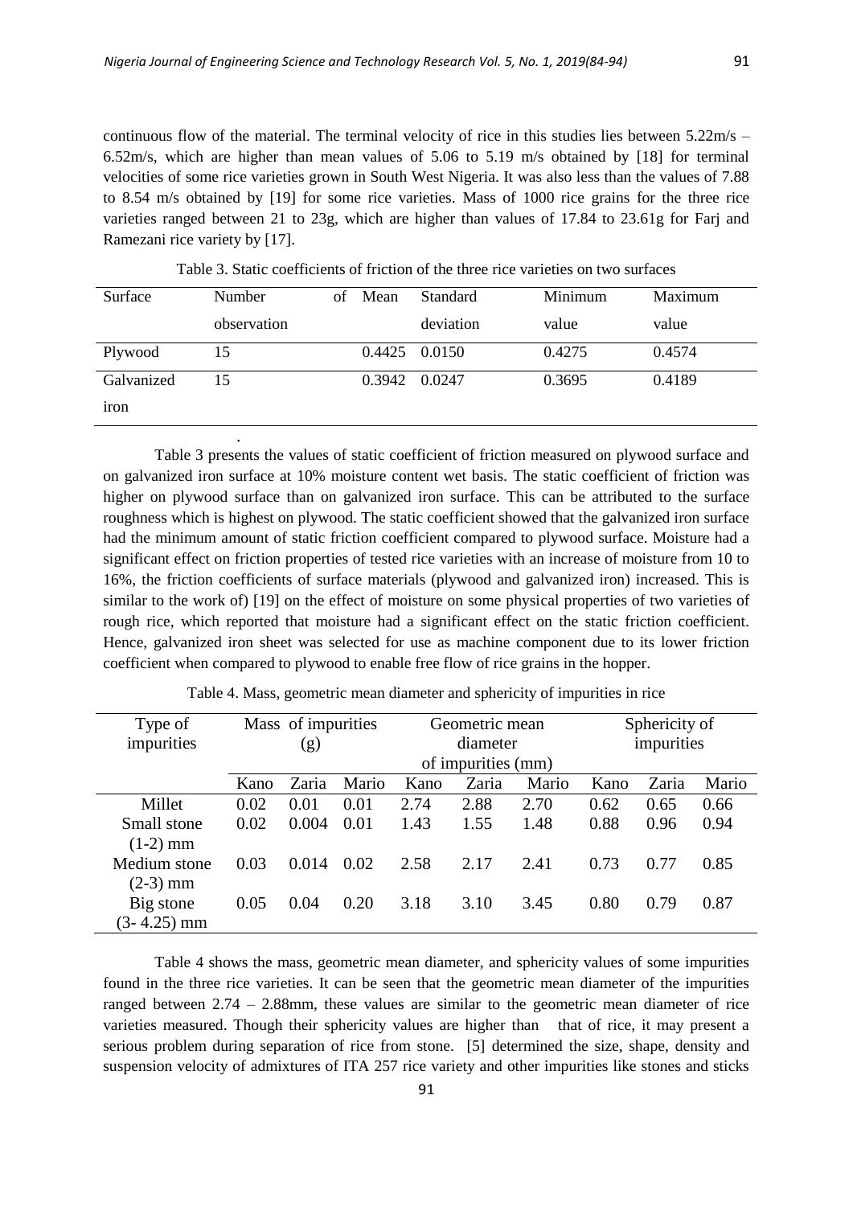continuous flow of the material. The terminal velocity of rice in this studies lies between 5.22m/s – 6.52m/s, which are higher than mean values of 5.06 to 5.19 m/s obtained by [18] for terminal velocities of some rice varieties grown in South West Nigeria. It was also less than the values of 7.88 to 8.54 m/s obtained by [19] for some rice varieties. Mass of 1000 rice grains for the three rice varieties ranged between 21 to 23g, which are higher than values of 17.84 to 23.61g for Farj and Ramezani rice variety by [17].

Table 3. Static coefficients of friction of the three rice varieties on two surfaces

| Surface | Number of observation | Mean | Standard deviation | Minimum value | Maximum value |
|---|---|---|---|---|---|
| Plywood | 15 | 0.4425 | 0.0150 | 0.4275 | 0.4574 |
| Galvanized iron | 15 | 0.3942 | 0.0247 | 0.3695 | 0.4189 |

Table 3 presents the values of static coefficient of friction measured on plywood surface and on galvanized iron surface at 10% moisture content wet basis. The static coefficient of friction was higher on plywood surface than on galvanized iron surface. This can be attributed to the surface roughness which is highest on plywood. The static coefficient showed that the galvanized iron surface had the minimum amount of static friction coefficient compared to plywood surface. Moisture had a significant effect on friction properties of tested rice varieties with an increase of moisture from 10 to 16%, the friction coefficients of surface materials (plywood and galvanized iron) increased. This is similar to the work of) [19] on the effect of moisture on some physical properties of two varieties of rough rice, which reported that moisture had a significant effect on the static friction coefficient. Hence, galvanized iron sheet was selected for use as machine component due to its lower friction coefficient when compared to plywood to enable free flow of rice grains in the hopper.

Table 4. Mass, geometric mean diameter and sphericity of impurities in rice

| Type of impurities | Mass of impurities (g) | | | Geometric mean diameter of impurities (mm) | | | Sphericity of impurities | | |
|---|---|---|---|---|---|---|---|---|---|
| | Kano | Zaria | Mario | Kano | Zaria | Mario | Kano | Zaria | Mario |
| Millet | 0.02 | 0.01 | 0.01 | 2.74 | 2.88 | 2.70 | 0.62 | 0.65 | 0.66 |
| Small stone (1-2) mm | 0.02 | 0.004 | 0.01 | 1.43 | 1.55 | 1.48 | 0.88 | 0.96 | 0.94 |
| Medium stone (2-3) mm | 0.03 | 0.014 | 0.02 | 2.58 | 2.17 | 2.41 | 0.73 | 0.77 | 0.85 |
| Big stone (3- 4.25) mm | 0.05 | 0.04 | 0.20 | 3.18 | 3.10 | 3.45 | 0.80 | 0.79 | 0.87 |

Table 4 shows the mass, geometric mean diameter, and sphericity values of some impurities found in the three rice varieties. It can be seen that the geometric mean diameter of the impurities ranged between 2.74 – 2.88mm, these values are similar to the geometric mean diameter of rice varieties measured. Though their sphericity values are higher than that of rice, it may present a serious problem during separation of rice from stone. [5] determined the size, shape, density and suspension velocity of admixtures of ITA 257 rice variety and other impurities like stones and sticks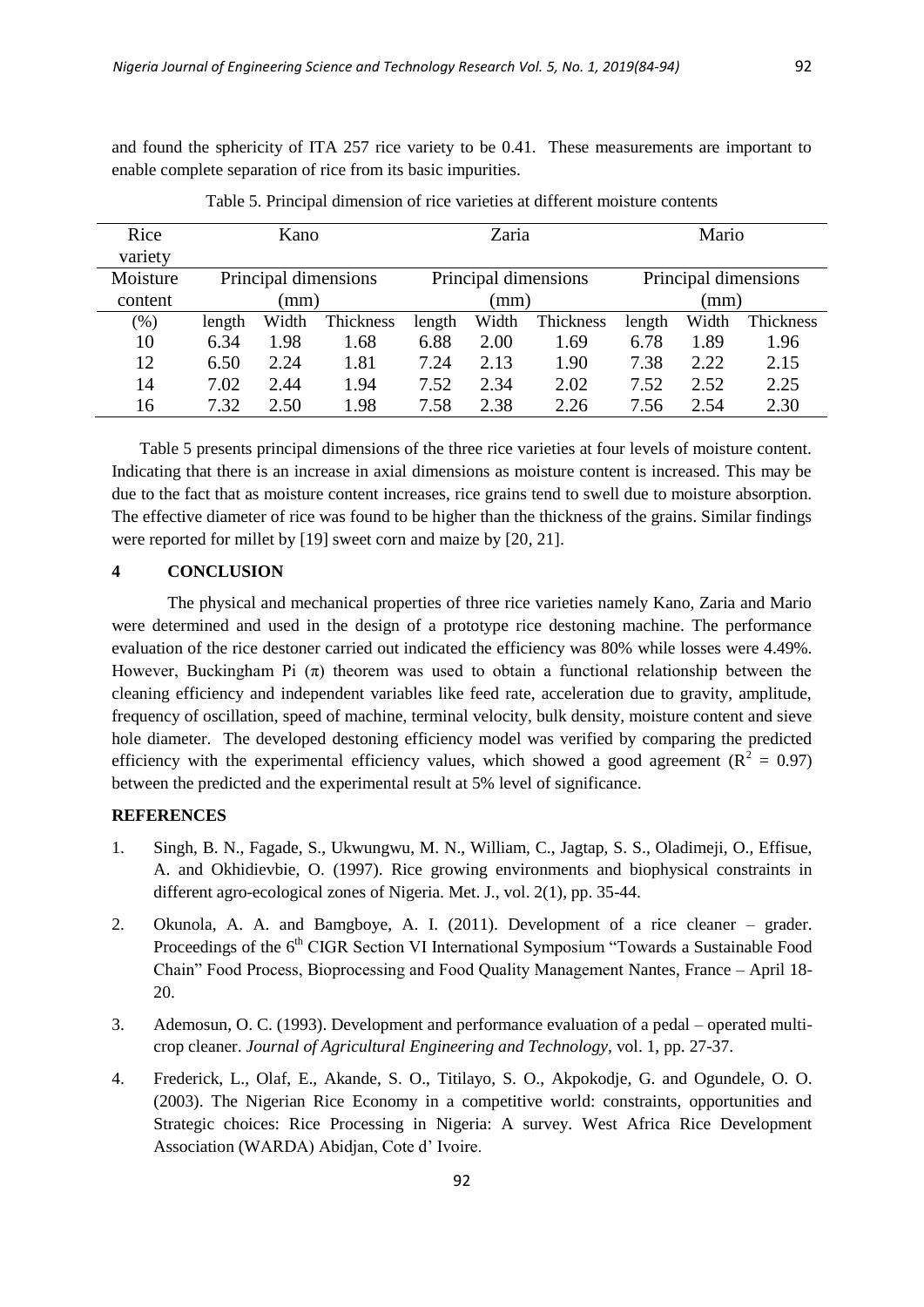and found the sphericity of ITA 257 rice variety to be 0.41. These measurements are important to enable complete separation of rice from its basic impurities.

Table 5. Principal dimension of rice varieties at different moisture contents

| Rice variety | Kano | | | Zaria | | | Mario | | |
|---|---|---|---|---|---|---|---|---|---|
| Moisture content | Principal dimensions (mm) | | | Principal dimensions (mm) | | | Principal dimensions (mm) | | |
| (%) | length | Width | Thickness | length | Width | Thickness | length | Width | Thickness |
| 10 | 6.34 | 1.98 | 1.68 | 6.88 | 2.00 | 1.69 | 6.78 | 1.89 | 1.96 |
| 12 | 6.50 | 2.24 | 1.81 | 7.24 | 2.13 | 1.90 | 7.38 | 2.22 | 2.15 |
| 14 | 7.02 | 2.44 | 1.94 | 7.52 | 2.34 | 2.02 | 7.52 | 2.52 | 2.25 |
| 16 | 7.32 | 2.50 | 1.98 | 7.58 | 2.38 | 2.26 | 7.56 | 2.54 | 2.30 |

Table 5 presents principal dimensions of the three rice varieties at four levels of moisture content. Indicating that there is an increase in axial dimensions as moisture content is increased. This may be due to the fact that as moisture content increases, rice grains tend to swell due to moisture absorption. The effective diameter of rice was found to be higher than the thickness of the grains. Similar findings were reported for millet by [19] sweet corn and maize by [20, 21].

## 4 CONCLUSION

The physical and mechanical properties of three rice varieties namely Kano, Zaria and Mario were determined and used in the design of a prototype rice destoning machine. The performance evaluation of the rice destoner carried out indicated the efficiency was 80% while losses were 4.49%. However, Buckingham Pi ($\pi$) theorem was used to obtain a functional relationship between the cleaning efficiency and independent variables like feed rate, acceleration due to gravity, amplitude, frequency of oscillation, speed of machine, terminal velocity, bulk density, moisture content and sieve hole diameter. The developed destoning efficiency model was verified by comparing the predicted efficiency with the experimental efficiency values, which showed a good agreement ($R^2$ = 0.97) between the predicted and the experimental result at 5% level of significance.

## REFERENCES

1. Singh, B. N., Fagade, S., Ukwungwu, M. N., William, C., Jagtap, S. S., Oladimeji, O., Effisue, A. and Okhidievbie, O. (1997). Rice growing environments and biophysical constraints in different agro-ecological zones of Nigeria. Met. J., vol. 2(1), pp. 35-44.
2. Okunola, A. A. and Bamgboye, A. I. (2011). Development of a rice cleaner – grader. Proceedings of the 6th CIGR Section VI International Symposium "Towards a Sustainable Food Chain" Food Process, Bioprocessing and Food Quality Management Nantes, France – April 18-20.
3. Ademosun, O. C. (1993). Development and performance evaluation of a pedal – operated multi-crop cleaner. *Journal of Agricultural Engineering and Technology*, vol. 1, pp. 27-37.
4. Frederick, L., Olaf, E., Akande, S. O., Titilayo, S. O., Akpokodje, G. and Ogundele, O. O. (2003). The Nigerian Rice Economy in a competitive world: constraints, opportunities and Strategic choices: Rice Processing in Nigeria: A survey. West Africa Rice Development Association (WARDA) Abidjan, Cote d' Ivoire.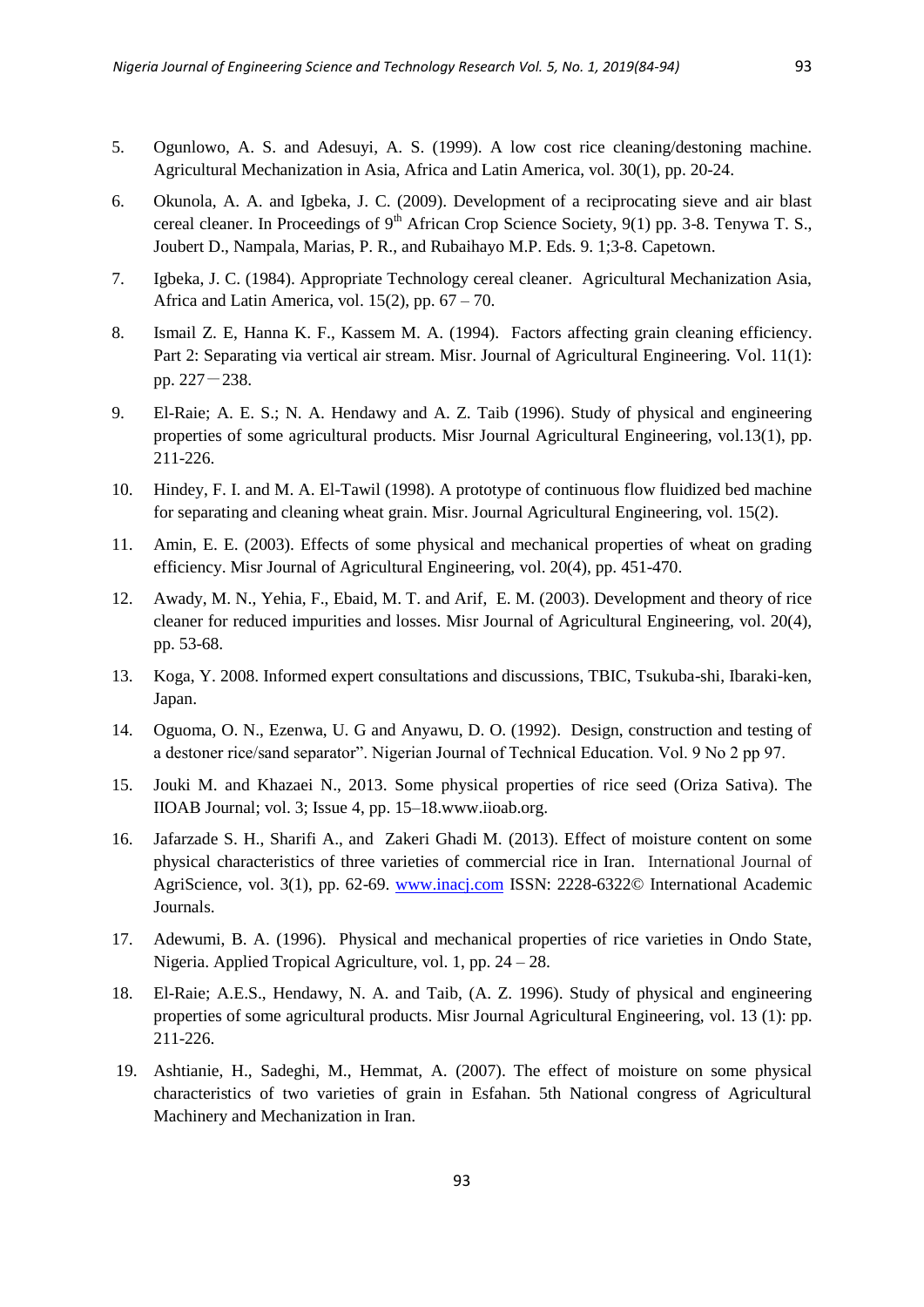5. Ogunlowo, A. S. and Adesuyi, A. S. (1999). A low cost rice cleaning/destoning machine. Agricultural Mechanization in Asia, Africa and Latin America, vol. 30(1), pp. 20-24.
6. Okunola, A. A. and Igbeka, J. C. (2009). Development of a reciprocating sieve and air blast cereal cleaner. In Proceedings of 9th African Crop Science Society, 9(1) pp. 3-8. Tenywa T. S., Joubert D., Nampala, Marias, P. R., and Rubaihayo M.P. Eds. 9. 1;3-8. Capetown.
7. Igbeka, J. C. (1984). Appropriate Technology cereal cleaner. Agricultural Mechanization Asia, Africa and Latin America, vol. 15(2), pp. 67 – 70.
8. Ismail Z. E, Hanna K. F., Kassem M. A. (1994). Factors affecting grain cleaning efficiency. Part 2: Separating via vertical air stream. Misr. Journal of Agricultural Engineering. Vol. 11(1): pp. 227－238.
9. El-Raie; A. E. S.; N. A. Hendawy and A. Z. Taib (1996). Study of physical and engineering properties of some agricultural products. Misr Journal Agricultural Engineering, vol.13(1), pp. 211-226.
10. Hindey, F. I. and M. A. El-Tawil (1998). A prototype of continuous flow fluidized bed machine for separating and cleaning wheat grain. Misr. Journal Agricultural Engineering, vol. 15(2).
11. Amin, E. E. (2003). Effects of some physical and mechanical properties of wheat on grading efficiency. Misr Journal of Agricultural Engineering, vol. 20(4), pp. 451-470.
12. Awady, M. N., Yehia, F., Ebaid, M. T. and Arif, E. M. (2003). Development and theory of rice cleaner for reduced impurities and losses. Misr Journal of Agricultural Engineering, vol. 20(4), pp. 53-68.
13. Koga, Y. 2008. Informed expert consultations and discussions, TBIC, Tsukuba-shi, Ibaraki-ken, Japan.
14. Oguoma, O. N., Ezenwa, U. G and Anyawu, D. O. (1992). Design, construction and testing of a destoner rice/sand separator". Nigerian Journal of Technical Education. Vol. 9 No 2 pp 97.
15. Jouki M. and Khazaei N., 2013. Some physical properties of rice seed (Oriza Sativa). The IIOAB Journal; vol. 3; Issue 4, pp. 15–18.www.iioab.org.
16. Jafarzade S. H., Sharifi A., and Zakeri Ghadi M. (2013). Effect of moisture content on some physical characteristics of three varieties of commercial rice in Iran. International Journal of AgriScience, vol. 3(1), pp. 62-69. www.inacj.com ISSN: 2228-6322© International Academic Journals.
17. Adewumi, B. A. (1996). Physical and mechanical properties of rice varieties in Ondo State, Nigeria. Applied Tropical Agriculture, vol. 1, pp. 24 – 28.
18. El-Raie; A.E.S., Hendawy, N. A. and Taib, (A. Z. 1996). Study of physical and engineering properties of some agricultural products. Misr Journal Agricultural Engineering, vol. 13 (1): pp. 211-226.
19. Ashtianie, H., Sadeghi, M., Hemmat, A. (2007). The effect of moisture on some physical characteristics of two varieties of grain in Esfahan. 5th National congress of Agricultural Machinery and Mechanization in Iran.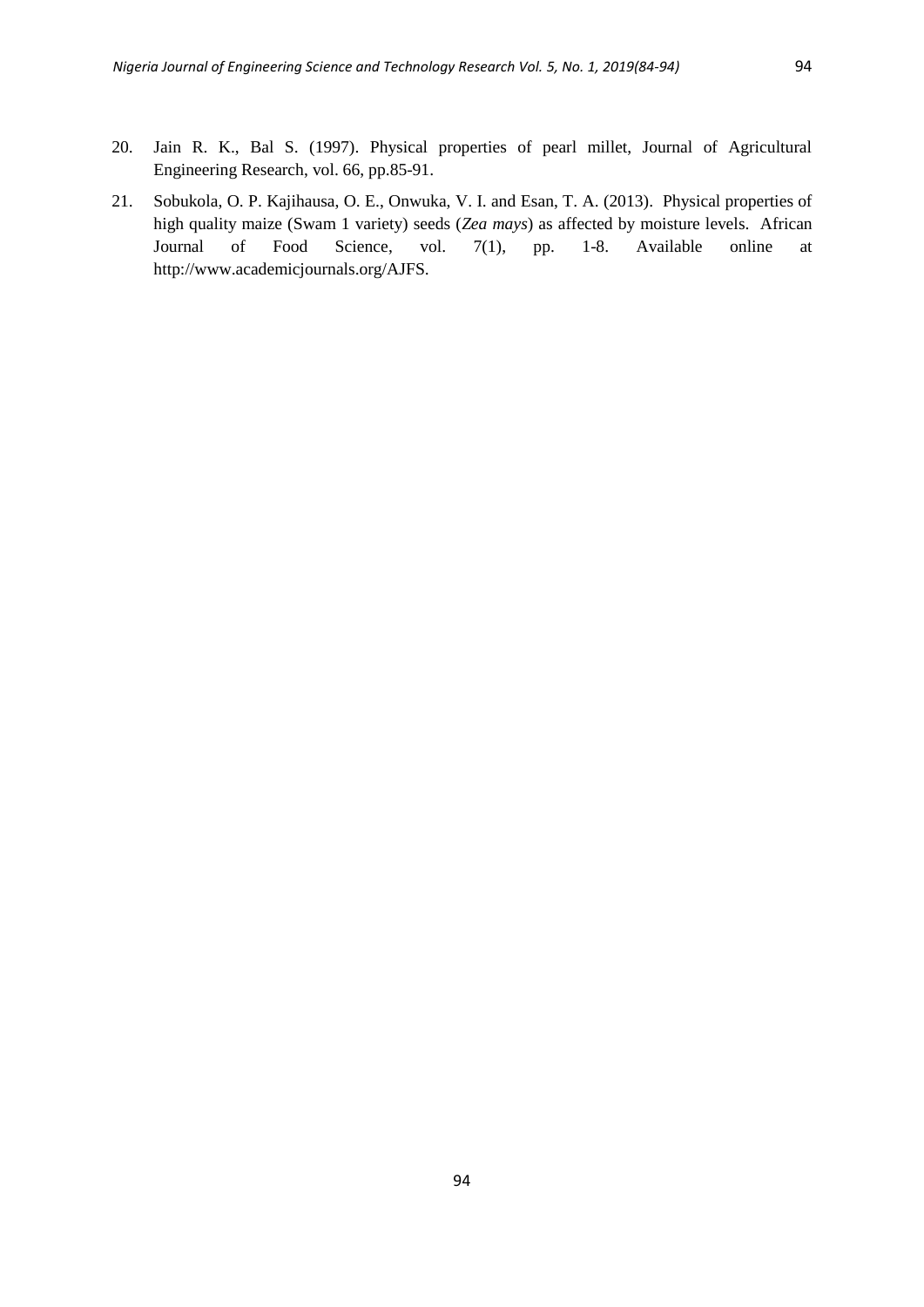20. Jain R. K., Bal S. (1997). Physical properties of pearl millet, Journal of Agricultural Engineering Research, vol. 66, pp.85-91.

21. Sobukola, O. P. Kajihausa, O. E., Onwuka, V. I. and Esan, T. A. (2013). Physical properties of high quality maize (Swam 1 variety) seeds (*Zea mays*) as affected by moisture levels. African Journal of Food Science, vol. 7(1), pp. 1-8. Available online at http://www.academicjournals.org/AJFS.